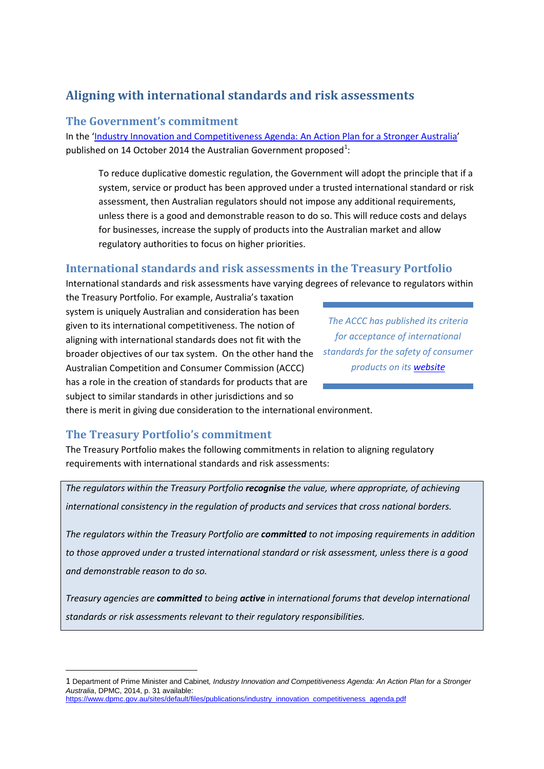# Aligning with international standards and risk assessments

## The Government's commitment

In the '[Industry Innovation and Competitiveness Agenda: An Action Plan for a Stronger Australia](https://www.dpmc.gov.au/sites/default/files/publications/industry_innovation_competitiveness_agenda.pdf)' published on 14 October 2014 the Australian Government proposed[1]:

> To reduce duplicative domestic regulation, the Government will adopt the principle that if a system, service or product has been approved under a trusted international standard or risk assessment, then Australian regulators should not impose any additional requirements, unless there is a good and demonstrable reason to do so. This will reduce costs and delays for businesses, increase the supply of products into the Australian market and allow regulatory authorities to focus on higher priorities.

## International standards and risk assessments in the Treasury Portfolio

International standards and risk assessments have varying degrees of relevance to regulators within the Treasury Portfolio. For example, Australia's taxation system is uniquely Australian and consideration has been given to its international competitiveness. The notion of aligning with international standards does not fit with the broader objectives of our tax system. On the other hand the Australian Competition and Consumer Commission (ACCC) has a role in the creation of standards for products that are subject to similar standards in other jurisdictions and so there is merit in giving due consideration to the international environment.

> *The ACCC has published its criteria for acceptance of international standards for the safety of consumer products on its **website***

## The Treasury Portfolio's commitment

The Treasury Portfolio makes the following commitments in relation to aligning regulatory requirements with international standards and risk assessments:

> *The regulators within the Treasury Portfolio **recognise** the value, where appropriate, of achieving international consistency in the regulation of products and services that cross national borders.*
>
> *The regulators within the Treasury Portfolio are **committed** to not imposing requirements in addition to those approved under a trusted international standard or risk assessment, unless there is a good and demonstrable reason to do so.*
>
> *Treasury agencies are **committed** to being **active** in international forums that develop international standards or risk assessments relevant to their regulatory responsibilities.*

---

1 Department of Prime Minister and Cabinet, *Industry Innovation and Competitiveness Agenda: An Action Plan for a Stronger Australia*, DPMC, 2014, p. 31 available: https://www.dpmc.gov.au/sites/default/files/publications/industry_innovation_competitiveness_agenda.pdf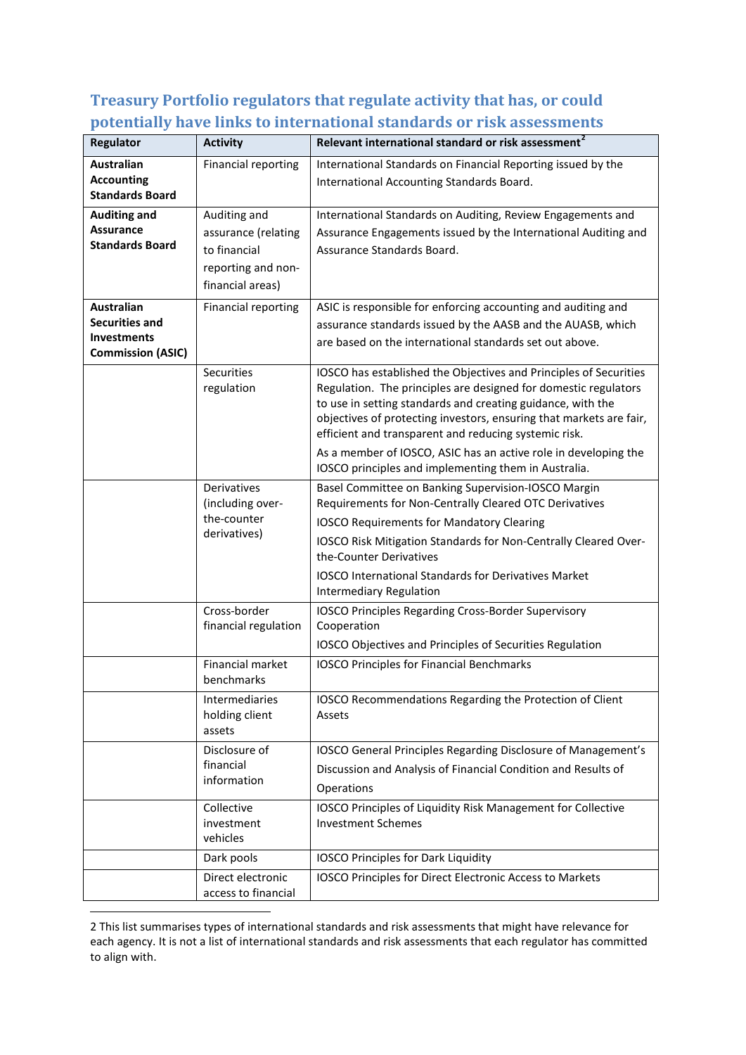## Treasury Portfolio regulators that regulate activity that has, or could potentially have links to international standards or risk assessments

| Regulator | Activity | Relevant international standard or risk assessment[2] |
|---|---|---|
| **Australian Accounting Standards Board** | Financial reporting | International Standards on Financial Reporting issued by the International Accounting Standards Board. |
| **Auditing and Assurance Standards Board** | Auditing and assurance (relating to financial reporting and non-financial areas) | International Standards on Auditing, Review Engagements and Assurance Engagements issued by the International Auditing and Assurance Standards Board. |
| **Australian Securities and Investments Commission (ASIC)** | Financial reporting | ASIC is responsible for enforcing accounting and auditing and assurance standards issued by the AASB and the AUASB, which are based on the international standards set out above. |
| | Securities regulation | IOSCO has established the Objectives and Principles of Securities Regulation. The principles are designed for domestic regulators to use in setting standards and creating guidance, with the objectives of protecting investors, ensuring that markets are fair, efficient and transparent and reducing systemic risk. As a member of IOSCO, ASIC has an active role in developing the IOSCO principles and implementing them in Australia. |
| | Derivatives (including over-the-counter derivatives) | Basel Committee on Banking Supervision-IOSCO Margin Requirements for Non-Centrally Cleared OTC Derivatives<br>IOSCO Requirements for Mandatory Clearing<br>IOSCO Risk Mitigation Standards for Non-Centrally Cleared Over-the-Counter Derivatives<br>IOSCO International Standards for Derivatives Market Intermediary Regulation |
| | Cross-border financial regulation | IOSCO Principles Regarding Cross-Border Supervisory Cooperation<br>IOSCO Objectives and Principles of Securities Regulation |
| | Financial market benchmarks | IOSCO Principles for Financial Benchmarks |
| | Intermediaries holding client assets | IOSCO Recommendations Regarding the Protection of Client Assets |
| | Disclosure of financial information | IOSCO General Principles Regarding Disclosure of Management's Discussion and Analysis of Financial Condition and Results of Operations |
| | Collective investment vehicles | IOSCO Principles of Liquidity Risk Management for Collective Investment Schemes |
| | Dark pools | IOSCO Principles for Dark Liquidity |
| | Direct electronic access to financial | IOSCO Principles for Direct Electronic Access to Markets |

2 This list summarises types of international standards and risk assessments that might have relevance for each agency. It is not a list of international standards and risk assessments that each regulator has committed to align with.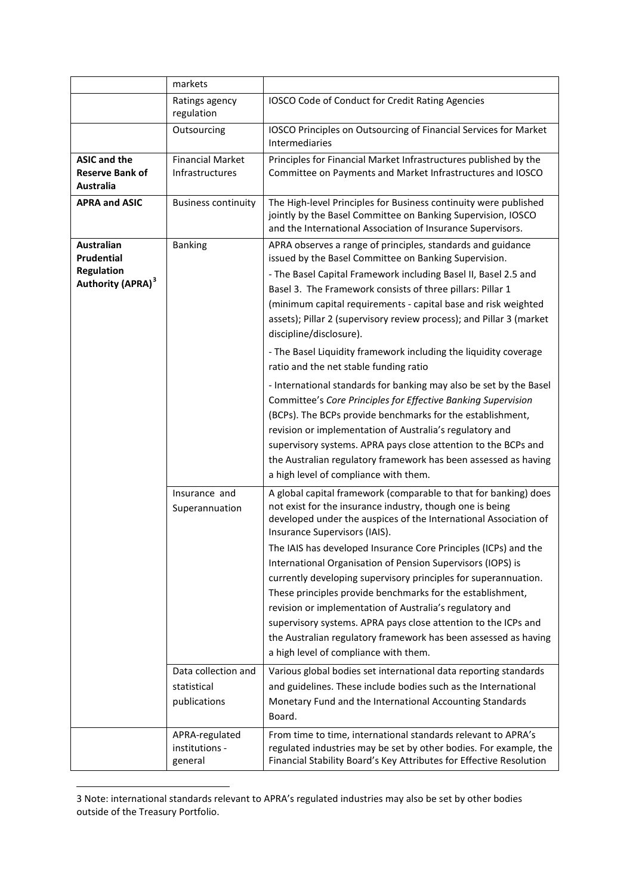| | markets | |
|---|---|---|
| | Ratings agency regulation | IOSCO Code of Conduct for Credit Rating Agencies |
| | Outsourcing | IOSCO Principles on Outsourcing of Financial Services for Market Intermediaries |
| **ASIC and the Reserve Bank of Australia** | Financial Market Infrastructures | Principles for Financial Market Infrastructures published by the Committee on Payments and Market Infrastructures and IOSCO |
| **APRA and ASIC** | Business continuity | The High-level Principles for Business continuity were published jointly by the Basel Committee on Banking Supervision, IOSCO and the International Association of Insurance Supervisors. |
| **Australian Prudential Regulation Authority (APRA)**[3] | Banking | APRA observes a range of principles, standards and guidance issued by the Basel Committee on Banking Supervision.<br>- The Basel Capital Framework including Basel II, Basel 2.5 and Basel 3. The Framework consists of three pillars: Pillar 1 (minimum capital requirements - capital base and risk weighted assets); Pillar 2 (supervisory review process); and Pillar 3 (market discipline/disclosure).<br>- The Basel Liquidity framework including the liquidity coverage ratio and the net stable funding ratio<br>- International standards for banking may also be set by the Basel Committee's *Core Principles for Effective Banking Supervision* (BCPs). The BCPs provide benchmarks for the establishment, revision or implementation of Australia's regulatory and supervisory systems. APRA pays close attention to the BCPs and the Australian regulatory framework has been assessed as having a high level of compliance with them. |
| | Insurance and Superannuation | A global capital framework (comparable to that for banking) does not exist for the insurance industry, though one is being developed under the auspices of the International Association of Insurance Supervisors (IAIS).<br>The IAIS has developed Insurance Core Principles (ICPs) and the International Organisation of Pension Supervisors (IOPS) is currently developing supervisory principles for superannuation. These principles provide benchmarks for the establishment, revision or implementation of Australia's regulatory and supervisory systems. APRA pays close attention to the ICPs and the Australian regulatory framework has been assessed as having a high level of compliance with them. |
| | Data collection and statistical publications | Various global bodies set international data reporting standards and guidelines. These include bodies such as the International Monetary Fund and the International Accounting Standards Board. |
| | APRA-regulated institutions - general | From time to time, international standards relevant to APRA's regulated industries may be set by other bodies. For example, the Financial Stability Board's Key Attributes for Effective Resolution |

3 Note: international standards relevant to APRA's regulated industries may also be set by other bodies outside of the Treasury Portfolio.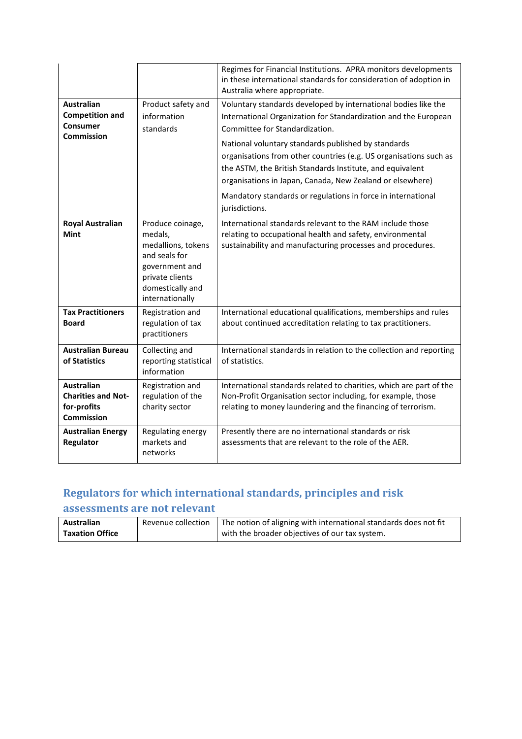| | | |
|---|---|---|
| | | Regimes for Financial Institutions. APRA monitors developments in these international standards for consideration of adoption in Australia where appropriate. |
| **Australian Competition and Consumer Commission** | Product safety and information standards | Voluntary standards developed by international bodies like the International Organization for Standardization and the European Committee for Standardization.<br><br>National voluntary standards published by standards organisations from other countries (e.g. US organisations such as the ASTM, the British Standards Institute, and equivalent organisations in Japan, Canada, New Zealand or elsewhere)<br><br>Mandatory standards or regulations in force in international jurisdictions. |
| **Royal Australian Mint** | Produce coinage, medals, medallions, tokens and seals for government and private clients domestically and internationally | International standards relevant to the RAM include those relating to occupational health and safety, environmental sustainability and manufacturing processes and procedures. |
| **Tax Practitioners Board** | Registration and regulation of tax practitioners | International educational qualifications, memberships and rules about continued accreditation relating to tax practitioners. |
| **Australian Bureau of Statistics** | Collecting and reporting statistical information | International standards in relation to the collection and reporting of statistics. |
| **Australian Charities and Not-for-profits Commission** | Registration and regulation of the charity sector | International standards related to charities, which are part of the Non-Profit Organisation sector including, for example, those relating to money laundering and the financing of terrorism. |
| **Australian Energy Regulator** | Regulating energy markets and networks | Presently there are no international standards or risk assessments that are relevant to the role of the AER. |

## Regulators for which international standards, principles and risk assessments are not relevant

| | | |
|---|---|---|
| **Australian Taxation Office** | Revenue collection | The notion of aligning with international standards does not fit with the broader objectives of our tax system. |